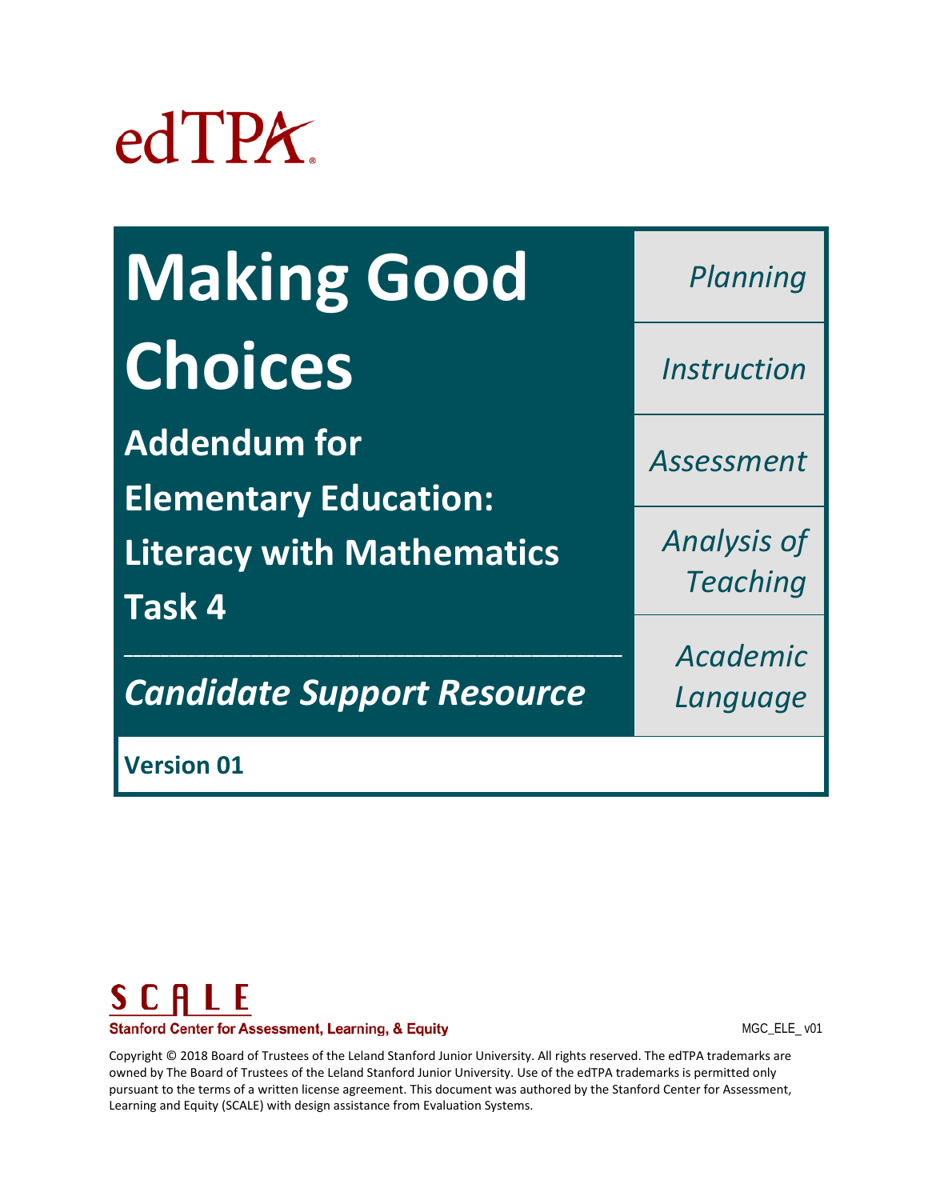edTPA

# Making Good Choices

## Addendum for Elementary Education: Literacy with Mathematics Task 4

*Candidate Support Resource*

*Planning*

*Instruction*

*Assessment*

*Analysis of Teaching*

*Academic Language*

**Version 01**

SCALE

Stanford Center for Assessment, Learning, & Equity

MGC_ELE_ v01

Copyright © 2018 Board of Trustees of the Leland Stanford Junior University. All rights reserved. The edTPA trademarks are owned by The Board of Trustees of the Leland Stanford Junior University. Use of the edTPA trademarks is permitted only pursuant to the terms of a written license agreement. This document was authored by the Stanford Center for Assessment, Learning and Equity (SCALE) with design assistance from Evaluation Systems.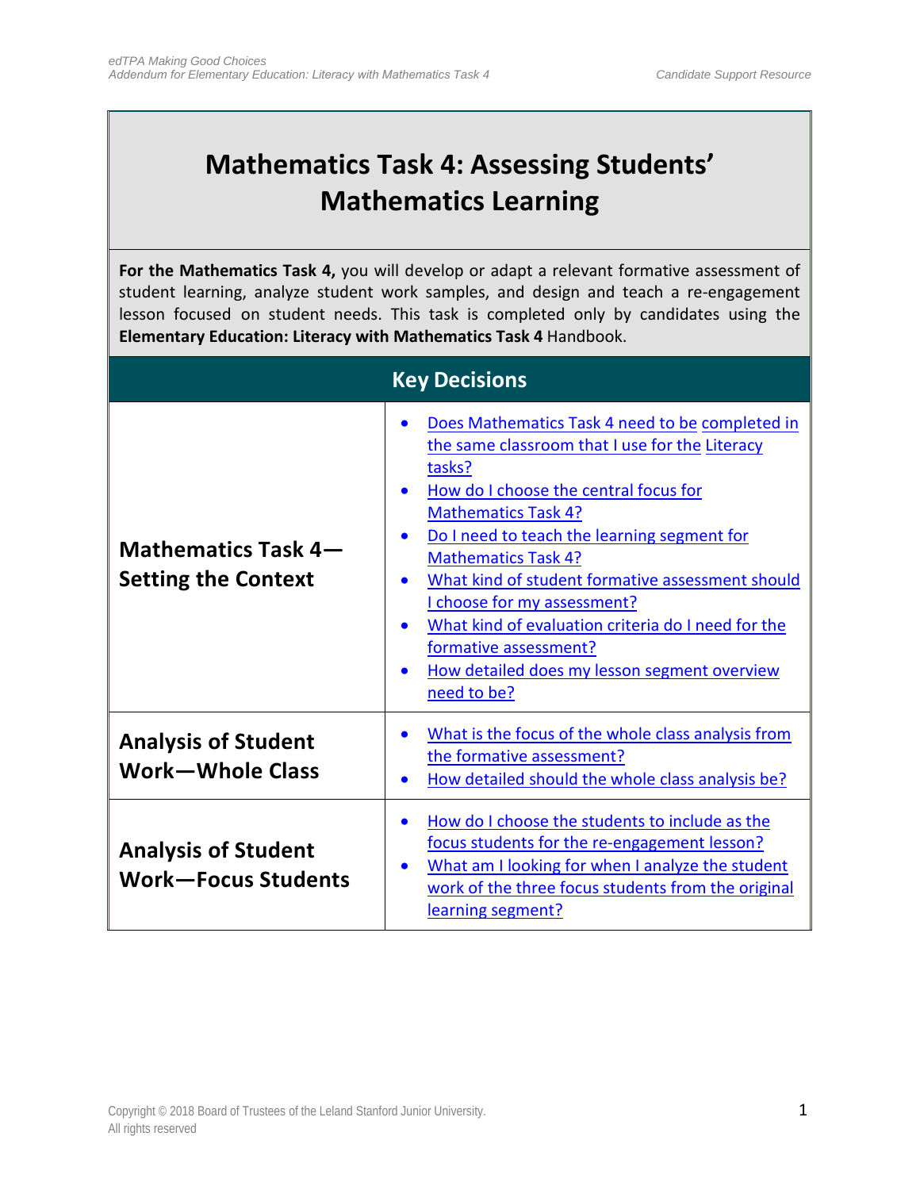# Mathematics Task 4: Assessing Students' Mathematics Learning

**For the Mathematics Task 4,** you will develop or adapt a relevant formative assessment of student learning, analyze student work samples, and design and teach a re-engagement lesson focused on student needs. This task is completed only by candidates using the **Elementary Education: Literacy with Mathematics Task 4** Handbook.

| Key Decisions | |
|---|---|
| **Mathematics Task 4—Setting the Context** | • Does Mathematics Task 4 need to be completed in the same classroom that I use for the Literacy tasks?<br>• How do I choose the central focus for Mathematics Task 4?<br>• Do I need to teach the learning segment for Mathematics Task 4?<br>• What kind of student formative assessment should I choose for my assessment?<br>• What kind of evaluation criteria do I need for the formative assessment?<br>• How detailed does my lesson segment overview need to be? |
| **Analysis of Student Work—Whole Class** | • What is the focus of the whole class analysis from the formative assessment?<br>• How detailed should the whole class analysis be? |
| **Analysis of Student Work—Focus Students** | • How do I choose the students to include as the focus students for the re-engagement lesson?<br>• What am I looking for when I analyze the student work of the three focus students from the original learning segment? |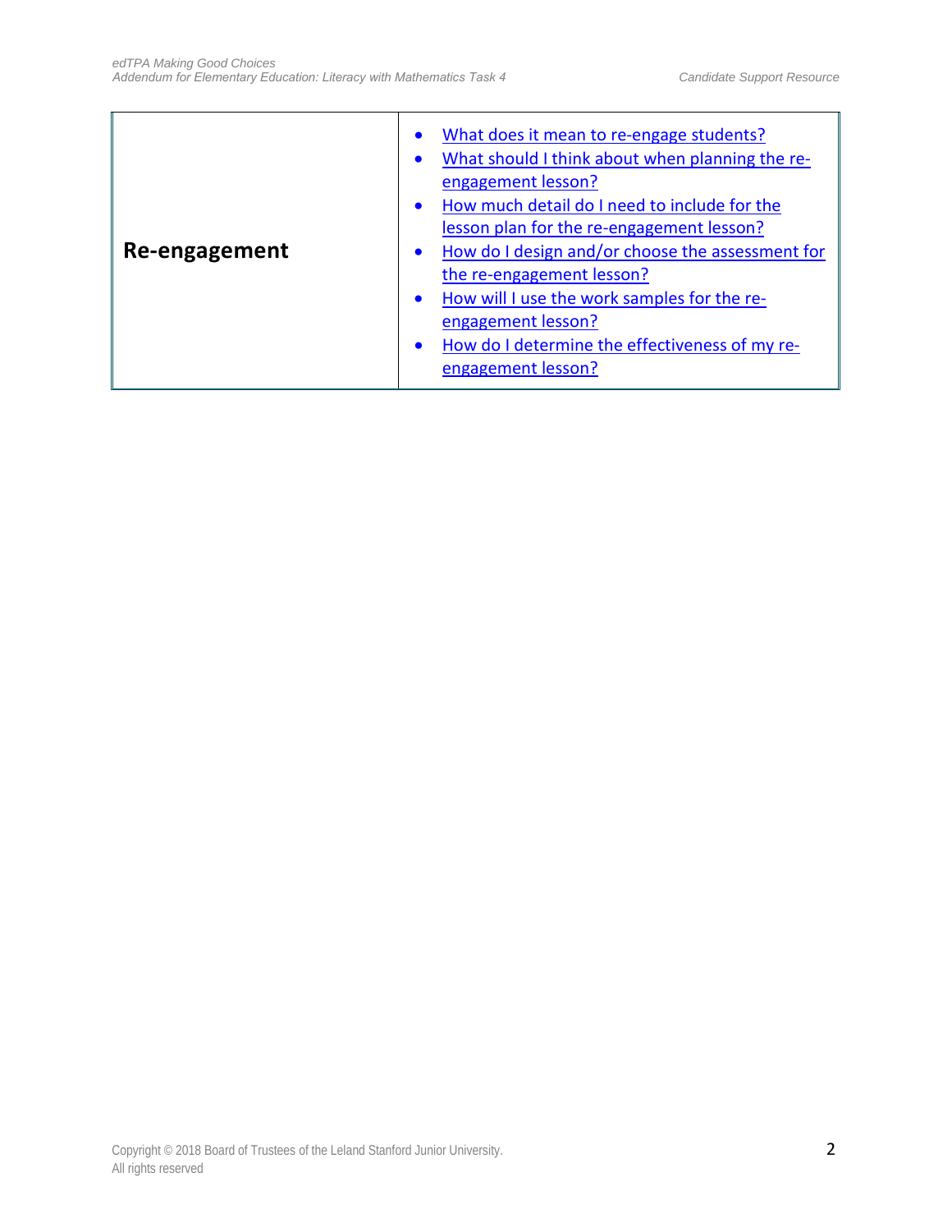| | |
|---|---|
| **Re-engagement** | • What does it mean to re-engage students?<br>• What should I think about when planning the re-engagement lesson?<br>• How much detail do I need to include for the lesson plan for the re-engagement lesson?<br>• How do I design and/or choose the assessment for the re-engagement lesson?<br>• How will I use the work samples for the re-engagement lesson?<br>• How do I determine the effectiveness of my re-engagement lesson? |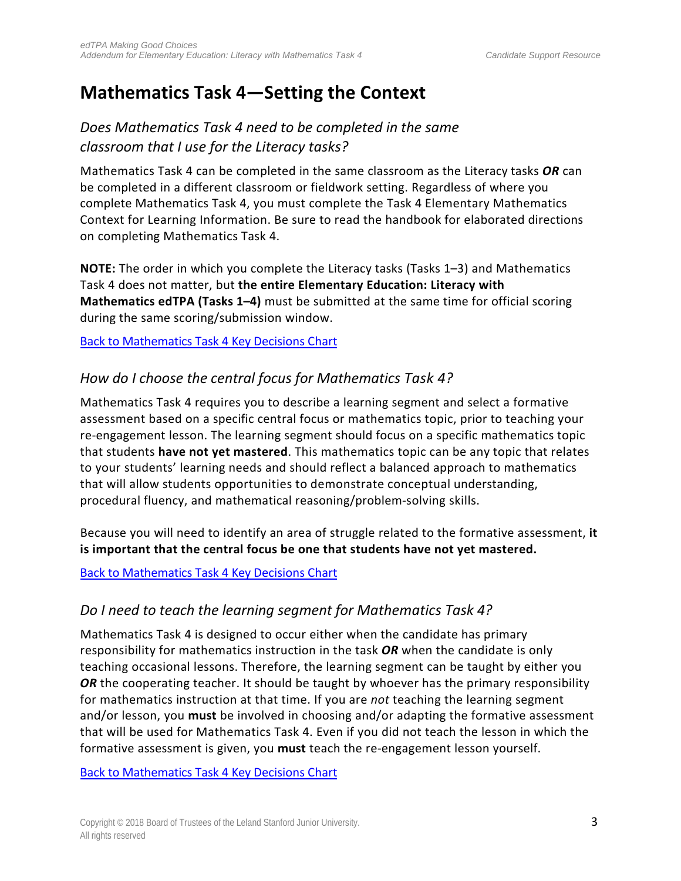# Mathematics Task 4—Setting the Context

### *Does Mathematics Task 4 need to be completed in the same classroom that I use for the Literacy tasks?*

Mathematics Task 4 can be completed in the same classroom as the Literacy tasks ***OR*** can be completed in a different classroom or fieldwork setting. Regardless of where you complete Mathematics Task 4, you must complete the Task 4 Elementary Mathematics Context for Learning Information. Be sure to read the handbook for elaborated directions on completing Mathematics Task 4.

**NOTE:** The order in which you complete the Literacy tasks (Tasks 1–3) and Mathematics Task 4 does not matter, but **the entire Elementary Education: Literacy with Mathematics edTPA (Tasks 1–4)** must be submitted at the same time for official scoring during the same scoring/submission window.

Back to Mathematics Task 4 Key Decisions Chart

### *How do I choose the central focus for Mathematics Task 4?*

Mathematics Task 4 requires you to describe a learning segment and select a formative assessment based on a specific central focus or mathematics topic, prior to teaching your re-engagement lesson. The learning segment should focus on a specific mathematics topic that students **have not yet mastered**. This mathematics topic can be any topic that relates to your students' learning needs and should reflect a balanced approach to mathematics that will allow students opportunities to demonstrate conceptual understanding, procedural fluency, and mathematical reasoning/problem-solving skills.

Because you will need to identify an area of struggle related to the formative assessment, **it is important that the central focus be one that students have not yet mastered.**

Back to Mathematics Task 4 Key Decisions Chart

### *Do I need to teach the learning segment for Mathematics Task 4?*

Mathematics Task 4 is designed to occur either when the candidate has primary responsibility for mathematics instruction in the task ***OR*** when the candidate is only teaching occasional lessons. Therefore, the learning segment can be taught by either you ***OR*** the cooperating teacher. It should be taught by whoever has the primary responsibility for mathematics instruction at that time. If you are *not* teaching the learning segment and/or lesson, you **must** be involved in choosing and/or adapting the formative assessment that will be used for Mathematics Task 4. Even if you did not teach the lesson in which the formative assessment is given, you **must** teach the re-engagement lesson yourself.

Back to Mathematics Task 4 Key Decisions Chart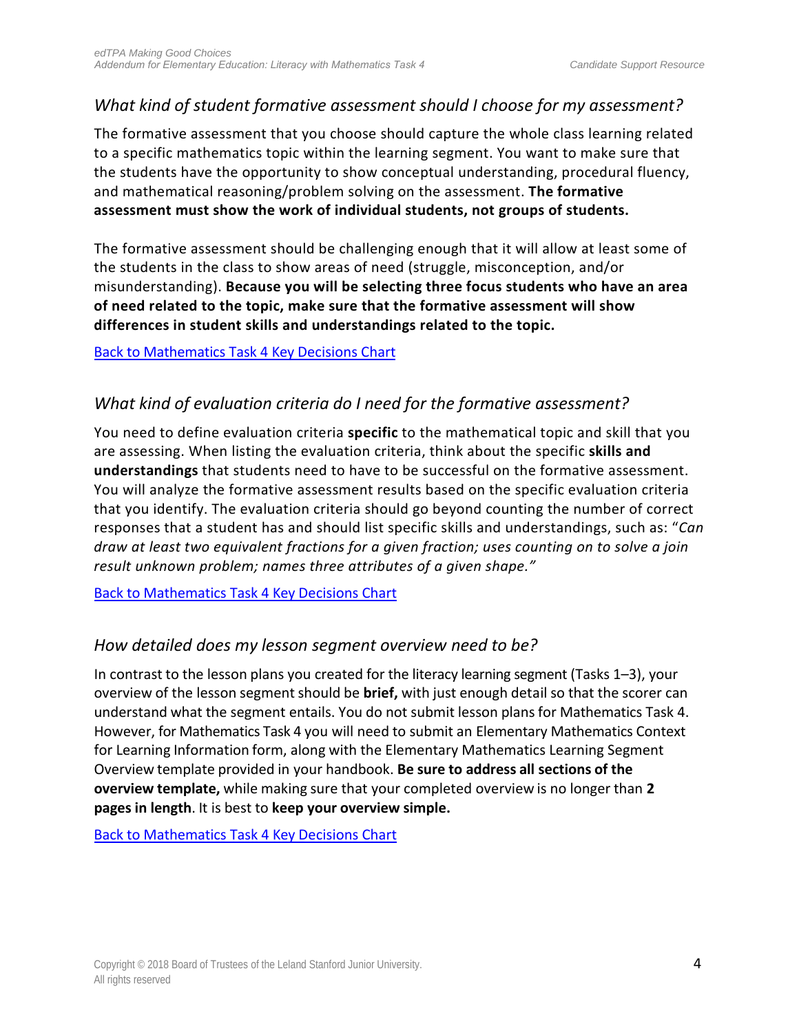### *What kind of student formative assessment should I choose for my assessment?*

The formative assessment that you choose should capture the whole class learning related to a specific mathematics topic within the learning segment. You want to make sure that the students have the opportunity to show conceptual understanding, procedural fluency, and mathematical reasoning/problem solving on the assessment. **The formative assessment must show the work of individual students, not groups of students.**

The formative assessment should be challenging enough that it will allow at least some of the students in the class to show areas of need (struggle, misconception, and/or misunderstanding). **Because you will be selecting three focus students who have an area of need related to the topic, make sure that the formative assessment will show differences in student skills and understandings related to the topic.**

Back to Mathematics Task 4 Key Decisions Chart

### *What kind of evaluation criteria do I need for the formative assessment?*

You need to define evaluation criteria **specific** to the mathematical topic and skill that you are assessing. When listing the evaluation criteria, think about the specific **skills and understandings** that students need to have to be successful on the formative assessment. You will analyze the formative assessment results based on the specific evaluation criteria that you identify. The evaluation criteria should go beyond counting the number of correct responses that a student has and should list specific skills and understandings, such as: "*Can draw at least two equivalent fractions for a given fraction; uses counting on to solve a join result unknown problem; names three attributes of a given shape."*

Back to Mathematics Task 4 Key Decisions Chart

### *How detailed does my lesson segment overview need to be?*

In contrast to the lesson plans you created for the literacy learning segment (Tasks 1–3), your overview of the lesson segment should be **brief,** with just enough detail so that the scorer can understand what the segment entails. You do not submit lesson plans for Mathematics Task 4. However, for Mathematics Task 4 you will need to submit an Elementary Mathematics Context for Learning Information form, along with the Elementary Mathematics Learning Segment Overview template provided in your handbook. **Be sure to address all sections of the overview template,** while making sure that your completed overview is no longer than **2 pages in length**. It is best to **keep your overview simple.**

Back to Mathematics Task 4 Key Decisions Chart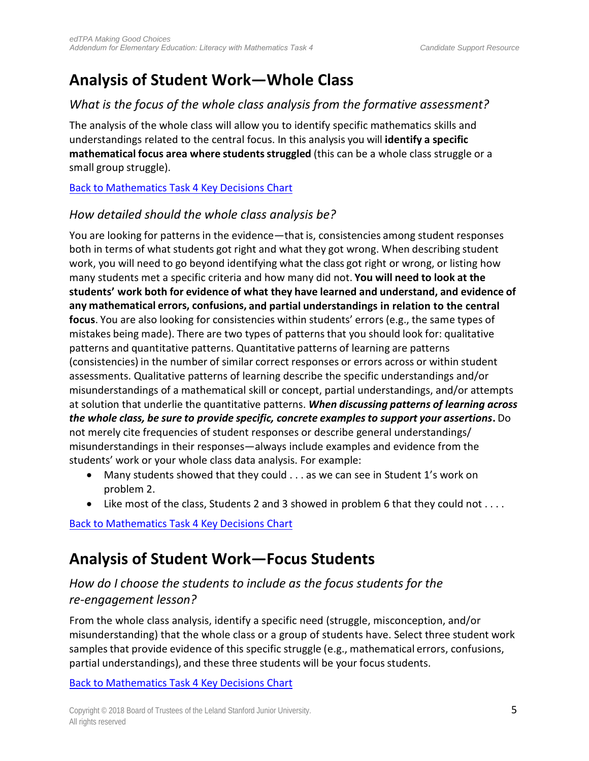# Analysis of Student Work—Whole Class

### *What is the focus of the whole class analysis from the formative assessment?*

The analysis of the whole class will allow you to identify specific mathematics skills and understandings related to the central focus. In this analysis you will **identify a specific mathematical focus area where students struggled** (this can be a whole class struggle or a small group struggle).

Back to Mathematics Task 4 Key Decisions Chart

### *How detailed should the whole class analysis be?*

You are looking for patterns in the evidence—that is, consistencies among student responses both in terms of what students got right and what they got wrong. When describing student work, you will need to go beyond identifying what the class got right or wrong, or listing how many students met a specific criteria and how many did not. **You will need to look at the students' work both for evidence of what they have learned and understand, and evidence of any mathematical errors, confusions, and partial understandings in relation to the central focus**. You are also looking for consistencies within students' errors (e.g., the same types of mistakes being made). There are two types of patterns that you should look for: qualitative patterns and quantitative patterns. Quantitative patterns of learning are patterns (consistencies) in the number of similar correct responses or errors across or within student assessments. Qualitative patterns of learning describe the specific understandings and/or misunderstandings of a mathematical skill or concept, partial understandings, and/or attempts at solution that underlie the quantitative patterns. ***When discussing patterns of learning across the whole class, be sure to provide specific, concrete examples to support your assertions*.** Do not merely cite frequencies of student responses or describe general understandings/ misunderstandings in their responses—always include examples and evidence from the students' work or your whole class data analysis. For example:

- Many students showed that they could . . . as we can see in Student 1's work on problem 2.
- Like most of the class, Students 2 and 3 showed in problem 6 that they could not . . . .

Back to Mathematics Task 4 Key Decisions Chart

# Analysis of Student Work—Focus Students

### *How do I choose the students to include as the focus students for the re-engagement lesson?*

From the whole class analysis, identify a specific need (struggle, misconception, and/or misunderstanding) that the whole class or a group of students have. Select three student work samples that provide evidence of this specific struggle (e.g., mathematical errors, confusions, partial understandings), and these three students will be your focus students.

Back to Mathematics Task 4 Key Decisions Chart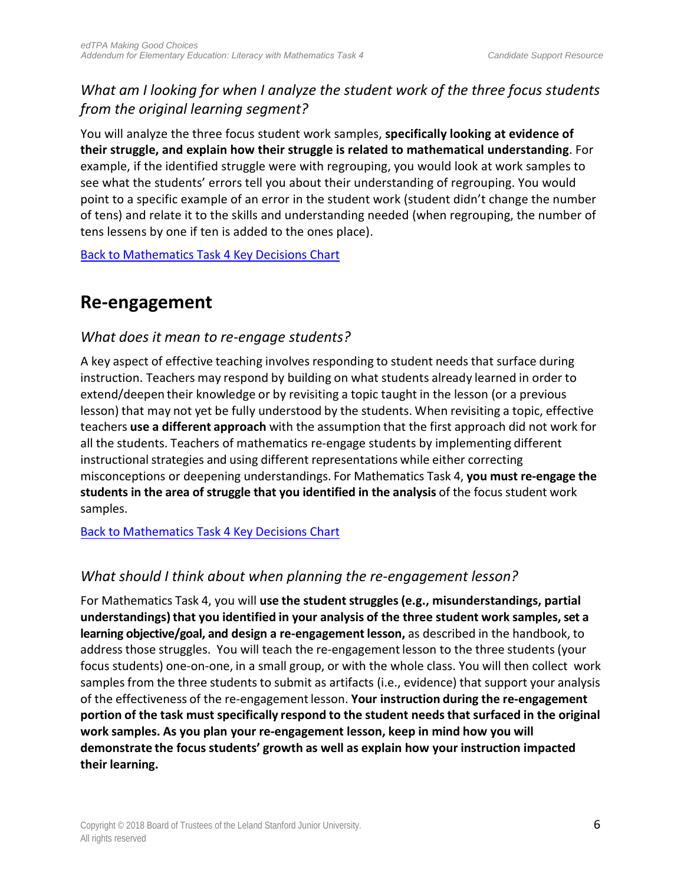### *What am I looking for when I analyze the student work of the three focus students from the original learning segment?*

You will analyze the three focus student work samples, **specifically looking at evidence of their struggle, and explain how their struggle is related to mathematical understanding**. For example, if the identified struggle were with regrouping, you would look at work samples to see what the students' errors tell you about their understanding of regrouping. You would point to a specific example of an error in the student work (student didn't change the number of tens) and relate it to the skills and understanding needed (when regrouping, the number of tens lessens by one if ten is added to the ones place).

[Back to Mathematics Task 4 Key Decisions Chart]

## Re-engagement

### *What does it mean to re-engage students?*

A key aspect of effective teaching involves responding to student needs that surface during instruction. Teachers may respond by building on what students already learned in order to extend/deepen their knowledge or by revisiting a topic taught in the lesson (or a previous lesson) that may not yet be fully understood by the students. When revisiting a topic, effective teachers **use a different approach** with the assumption that the first approach did not work for all the students. Teachers of mathematics re-engage students by implementing different instructional strategies and using different representations while either correcting misconceptions or deepening understandings. For Mathematics Task 4, **you must re-engage the students in the area of struggle that you identified in the analysis** of the focus student work samples.

[Back to Mathematics Task 4 Key Decisions Chart]

### *What should I think about when planning the re-engagement lesson?*

For Mathematics Task 4, you will **use the student struggles (e.g., misunderstandings, partial understandings) that you identified in your analysis of the three student work samples, set a learning objective/goal, and design a re-engagement lesson,** as described in the handbook, to address those struggles. You will teach the re-engagement lesson to the three students (your focus students) one-on-one, in a small group, or with the whole class. You will then collect work samples from the three students to submit as artifacts (i.e., evidence) that support your analysis of the effectiveness of the re-engagement lesson. **Your instruction during the re-engagement portion of the task must specifically respond to the student needs that surfaced in the original work samples. As you plan your re-engagement lesson, keep in mind how you will demonstrate the focus students' growth as well as explain how your instruction impacted their learning.**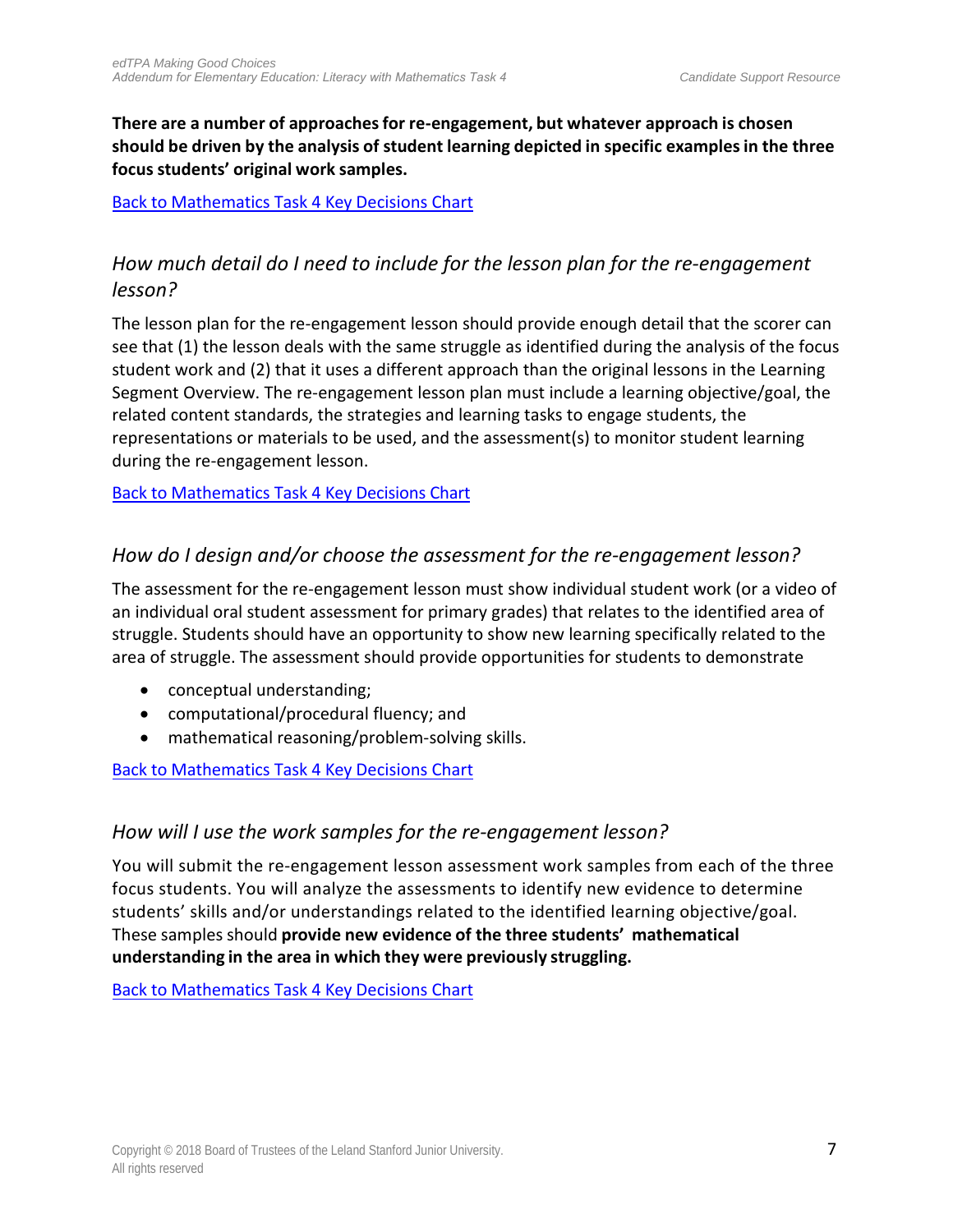**There are a number of approaches for re-engagement, but whatever approach is chosen should be driven by the analysis of student learning depicted in specific examples in the three focus students' original work samples.**

Back to Mathematics Task 4 Key Decisions Chart

## *How much detail do I need to include for the lesson plan for the re-engagement lesson?*

The lesson plan for the re-engagement lesson should provide enough detail that the scorer can see that (1) the lesson deals with the same struggle as identified during the analysis of the focus student work and (2) that it uses a different approach than the original lessons in the Learning Segment Overview. The re-engagement lesson plan must include a learning objective/goal, the related content standards, the strategies and learning tasks to engage students, the representations or materials to be used, and the assessment(s) to monitor student learning during the re-engagement lesson.

Back to Mathematics Task 4 Key Decisions Chart

## *How do I design and/or choose the assessment for the re-engagement lesson?*

The assessment for the re-engagement lesson must show individual student work (or a video of an individual oral student assessment for primary grades) that relates to the identified area of struggle. Students should have an opportunity to show new learning specifically related to the area of struggle. The assessment should provide opportunities for students to demonstrate

- conceptual understanding;
- computational/procedural fluency; and
- mathematical reasoning/problem-solving skills.

Back to Mathematics Task 4 Key Decisions Chart

## *How will I use the work samples for the re-engagement lesson?*

You will submit the re-engagement lesson assessment work samples from each of the three focus students. You will analyze the assessments to identify new evidence to determine students' skills and/or understandings related to the identified learning objective/goal. These samples should **provide new evidence of the three students' mathematical understanding in the area in which they were previously struggling.**

Back to Mathematics Task 4 Key Decisions Chart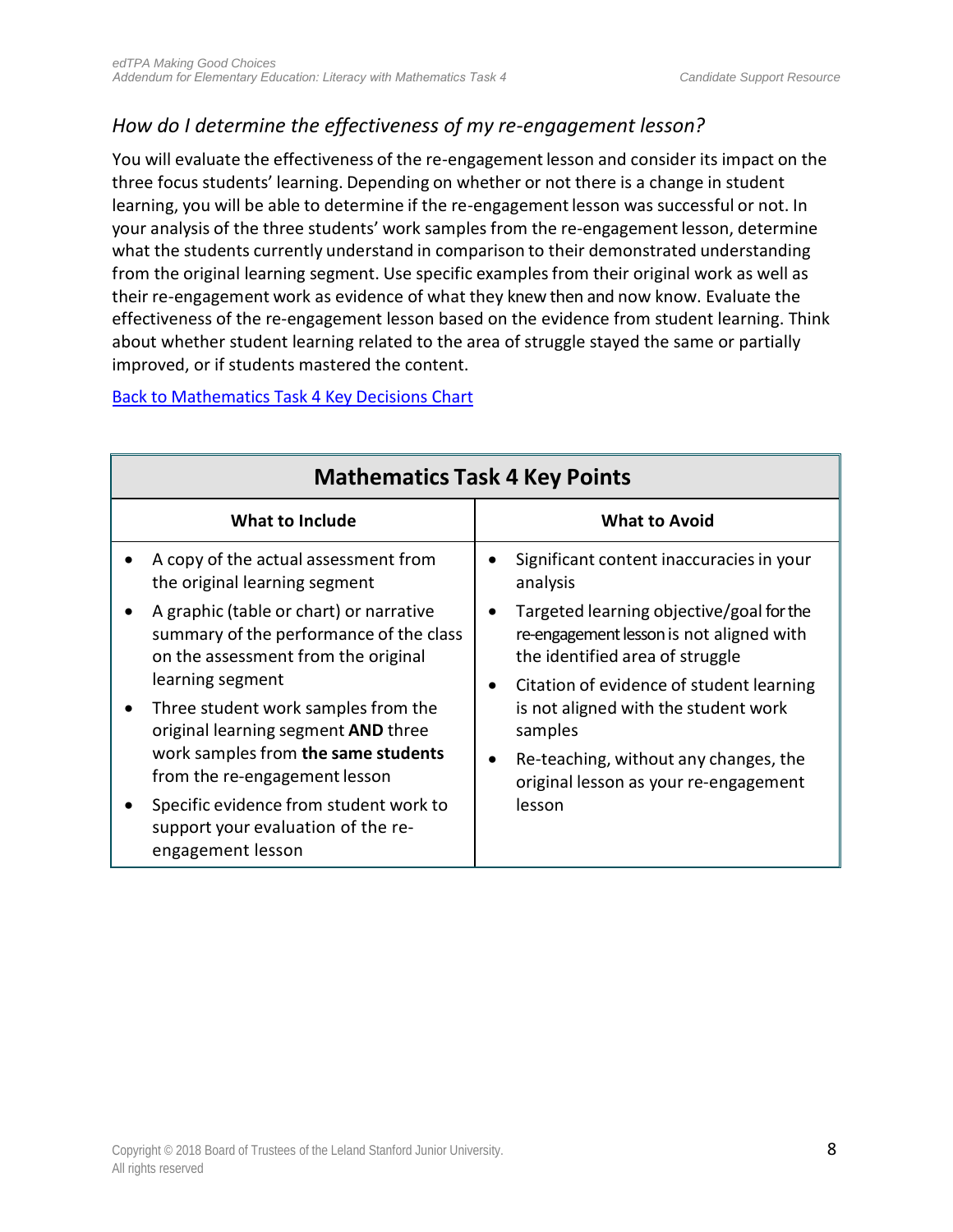### *How do I determine the effectiveness of my re-engagement lesson?*

You will evaluate the effectiveness of the re-engagement lesson and consider its impact on the three focus students' learning. Depending on whether or not there is a change in student learning, you will be able to determine if the re-engagement lesson was successful or not. In your analysis of the three students' work samples from the re-engagement lesson, determine what the students currently understand in comparison to their demonstrated understanding from the original learning segment. Use specific examples from their original work as well as their re-engagement work as evidence of what they knew then and now know. Evaluate the effectiveness of the re-engagement lesson based on the evidence from student learning. Think about whether student learning related to the area of struggle stayed the same or partially improved, or if students mastered the content.

[Back to Mathematics Task 4 Key Decisions Chart]

## Mathematics Task 4 Key Points

| What to Include | What to Avoid |
|---|---|
| • A copy of the actual assessment from the original learning segment<br>• A graphic (table or chart) or narrative summary of the performance of the class on the assessment from the original learning segment<br>• Three student work samples from the original learning segment **AND** three work samples from **the same students** from the re-engagement lesson<br>• Specific evidence from student work to support your evaluation of the re-engagement lesson | • Significant content inaccuracies in your analysis<br>• Targeted learning objective/goal for the re-engagement lesson is not aligned with the identified area of struggle<br>• Citation of evidence of student learning is not aligned with the student work samples<br>• Re-teaching, without any changes, the original lesson as your re-engagement lesson |